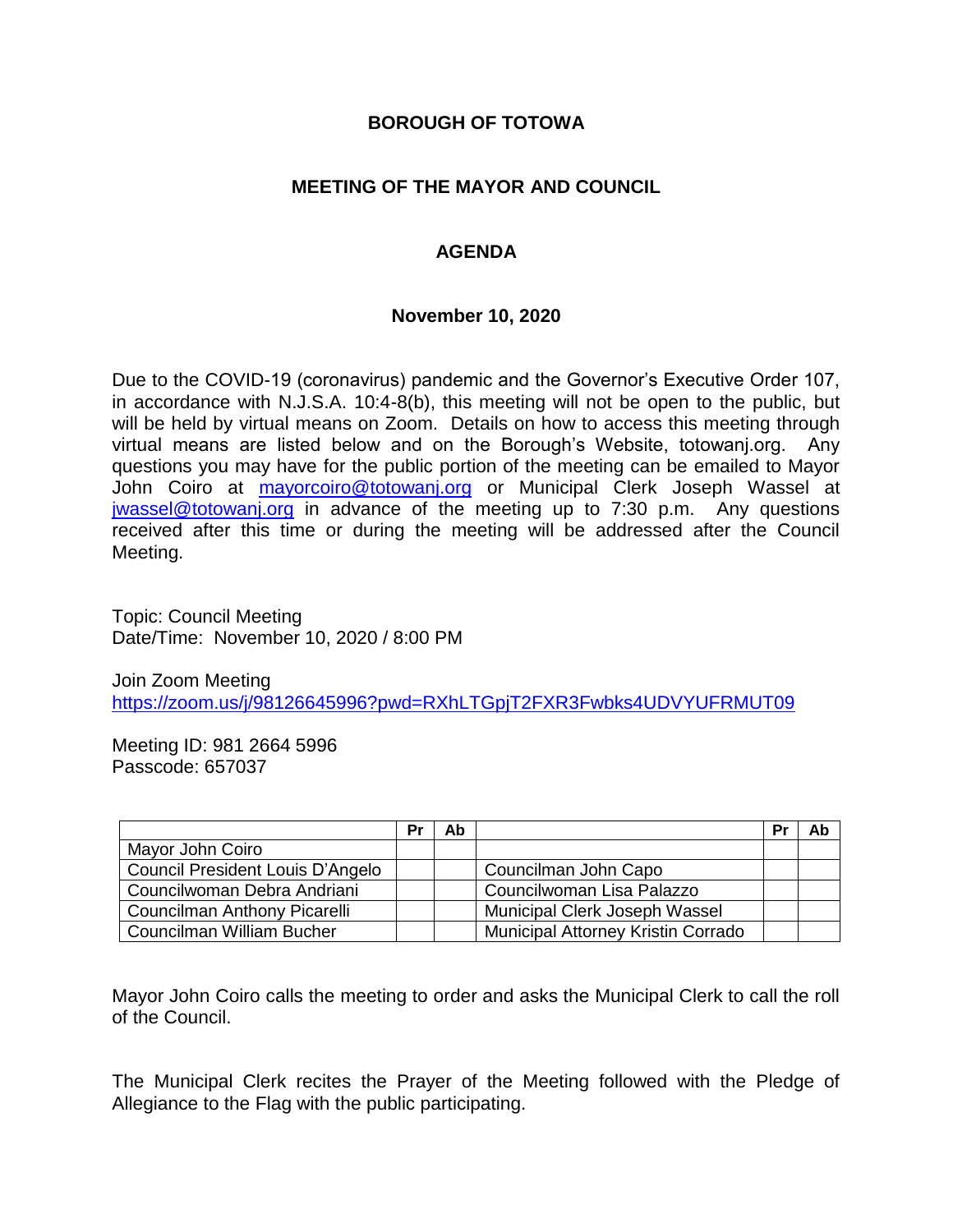# BOROUGH OF TOTOWA

## MEETING OF THE MAYOR AND COUNCIL

## AGENDA

### November 10, 2020

Due to the COVID-19 (coronavirus) pandemic and the Governor's Executive Order 107, in accordance with N.J.S.A. 10:4-8(b), this meeting will not be open to the public, but will be held by virtual means on Zoom. Details on how to access this meeting through virtual means are listed below and on the Borough's Website, totowanj.org. Any questions you may have for the public portion of the meeting can be emailed to Mayor John Coiro at mayorcoiro@totowanj.org or Municipal Clerk Joseph Wassel at jwassel@totowanj.org in advance of the meeting up to 7:30 p.m. Any questions received after this time or during the meeting will be addressed after the Council Meeting.

Topic: Council Meeting
Date/Time: November 10, 2020 / 8:00 PM

Join Zoom Meeting
https://zoom.us/j/98126645996?pwd=RXhLTGpjT2FXR3Fwbks4UDVYUFRMUT09

Meeting ID: 981 2664 5996
Passcode: 657037

| | Pr | Ab | | Pr | Ab |
|---|---|---|---|---|---|
| Mayor John Coiro | | | | | |
| Council President Louis D'Angelo | | | Councilman John Capo | | |
| Councilwoman Debra Andriani | | | Councilwoman Lisa Palazzo | | |
| Councilman Anthony Picarelli | | | Municipal Clerk Joseph Wassel | | |
| Councilman William Bucher | | | Municipal Attorney Kristin Corrado | | |

Mayor John Coiro calls the meeting to order and asks the Municipal Clerk to call the roll of the Council.

The Municipal Clerk recites the Prayer of the Meeting followed with the Pledge of Allegiance to the Flag with the public participating.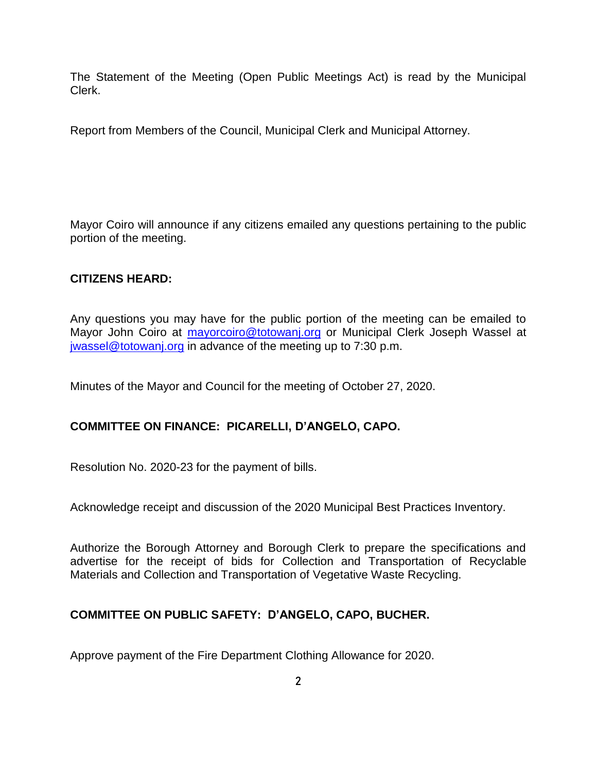The Statement of the Meeting (Open Public Meetings Act) is read by the Municipal Clerk.

Report from Members of the Council, Municipal Clerk and Municipal Attorney.

Mayor Coiro will announce if any citizens emailed any questions pertaining to the public portion of the meeting.

**CITIZENS HEARD:**

Any questions you may have for the public portion of the meeting can be emailed to Mayor John Coiro at [mayorcoiro@totowanj.org](mailto:mayorcoiro@totowanj.org) or Municipal Clerk Joseph Wassel at [jwassel@totowanj.org](mailto:jwassel@totowanj.org) in advance of the meeting up to 7:30 p.m.

Minutes of the Mayor and Council for the meeting of October 27, 2020.

**COMMITTEE ON FINANCE: PICARELLI, D'ANGELO, CAPO.**

Resolution No. 2020-23 for the payment of bills.

Acknowledge receipt and discussion of the 2020 Municipal Best Practices Inventory.

Authorize the Borough Attorney and Borough Clerk to prepare the specifications and advertise for the receipt of bids for Collection and Transportation of Recyclable Materials and Collection and Transportation of Vegetative Waste Recycling.

**COMMITTEE ON PUBLIC SAFETY: D'ANGELO, CAPO, BUCHER.**

Approve payment of the Fire Department Clothing Allowance for 2020.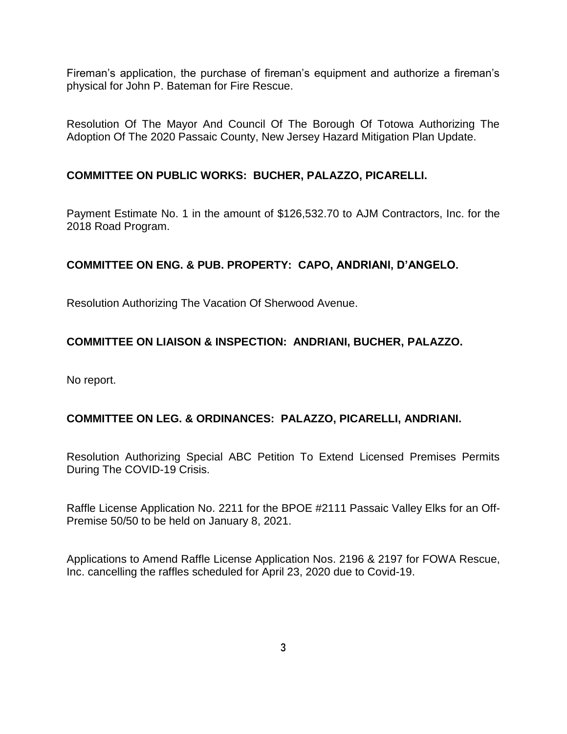Fireman's application, the purchase of fireman's equipment and authorize a fireman's physical for John P. Bateman for Fire Rescue.

Resolution Of The Mayor And Council Of The Borough Of Totowa Authorizing The Adoption Of The 2020 Passaic County, New Jersey Hazard Mitigation Plan Update.

**COMMITTEE ON PUBLIC WORKS: BUCHER, PALAZZO, PICARELLI.**

Payment Estimate No. 1 in the amount of $126,532.70 to AJM Contractors, Inc. for the 2018 Road Program.

**COMMITTEE ON ENG. & PUB. PROPERTY: CAPO, ANDRIANI, D'ANGELO.**

Resolution Authorizing The Vacation Of Sherwood Avenue.

**COMMITTEE ON LIAISON & INSPECTION: ANDRIANI, BUCHER, PALAZZO.**

No report.

**COMMITTEE ON LEG. & ORDINANCES: PALAZZO, PICARELLI, ANDRIANI.**

Resolution Authorizing Special ABC Petition To Extend Licensed Premises Permits During The COVID-19 Crisis.

Raffle License Application No. 2211 for the BPOE #2111 Passaic Valley Elks for an Off-Premise 50/50 to be held on January 8, 2021.

Applications to Amend Raffle License Application Nos. 2196 & 2197 for FOWA Rescue, Inc. cancelling the raffles scheduled for April 23, 2020 due to Covid-19.